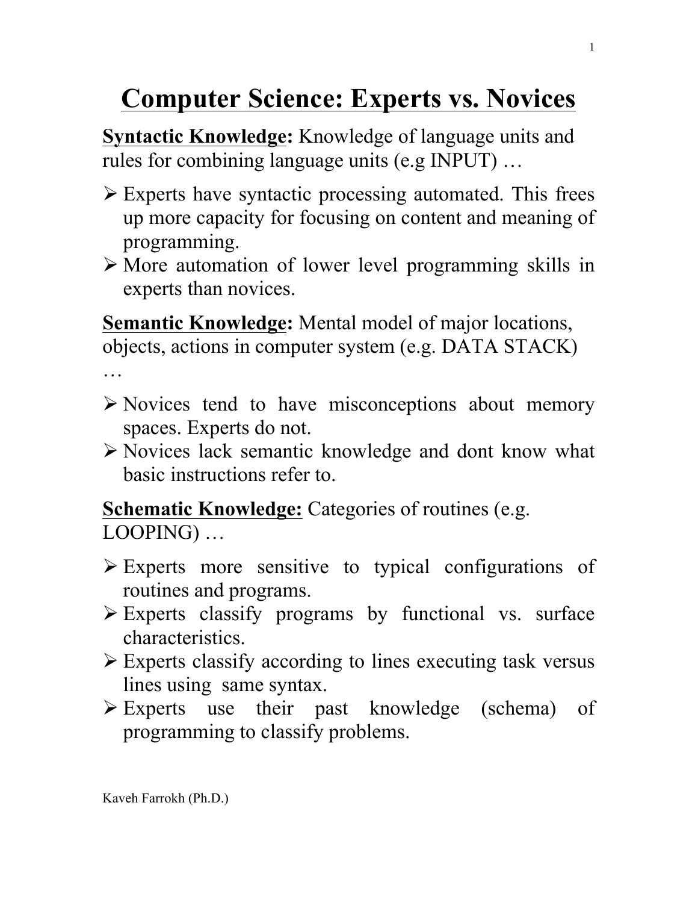# Computer Science: Experts vs. Novices

**Syntactic Knowledge:** Knowledge of language units and rules for combining language units (e.g INPUT) …

- Experts have syntactic processing automated. This frees up more capacity for focusing on content and meaning of programming.
- More automation of lower level programming skills in experts than novices.

**Semantic Knowledge:** Mental model of major locations, objects, actions in computer system (e.g. DATA STACK) …

- Novices tend to have misconceptions about memory spaces. Experts do not.
- Novices lack semantic knowledge and dont know what basic instructions refer to.

**Schematic Knowledge:** Categories of routines (e.g. LOOPING) …

- Experts more sensitive to typical configurations of routines and programs.
- Experts classify programs by functional vs. surface characteristics.
- Experts classify according to lines executing task versus lines using same syntax.
- Experts use their past knowledge (schema) of programming to classify problems.

Kaveh Farrokh (Ph.D.)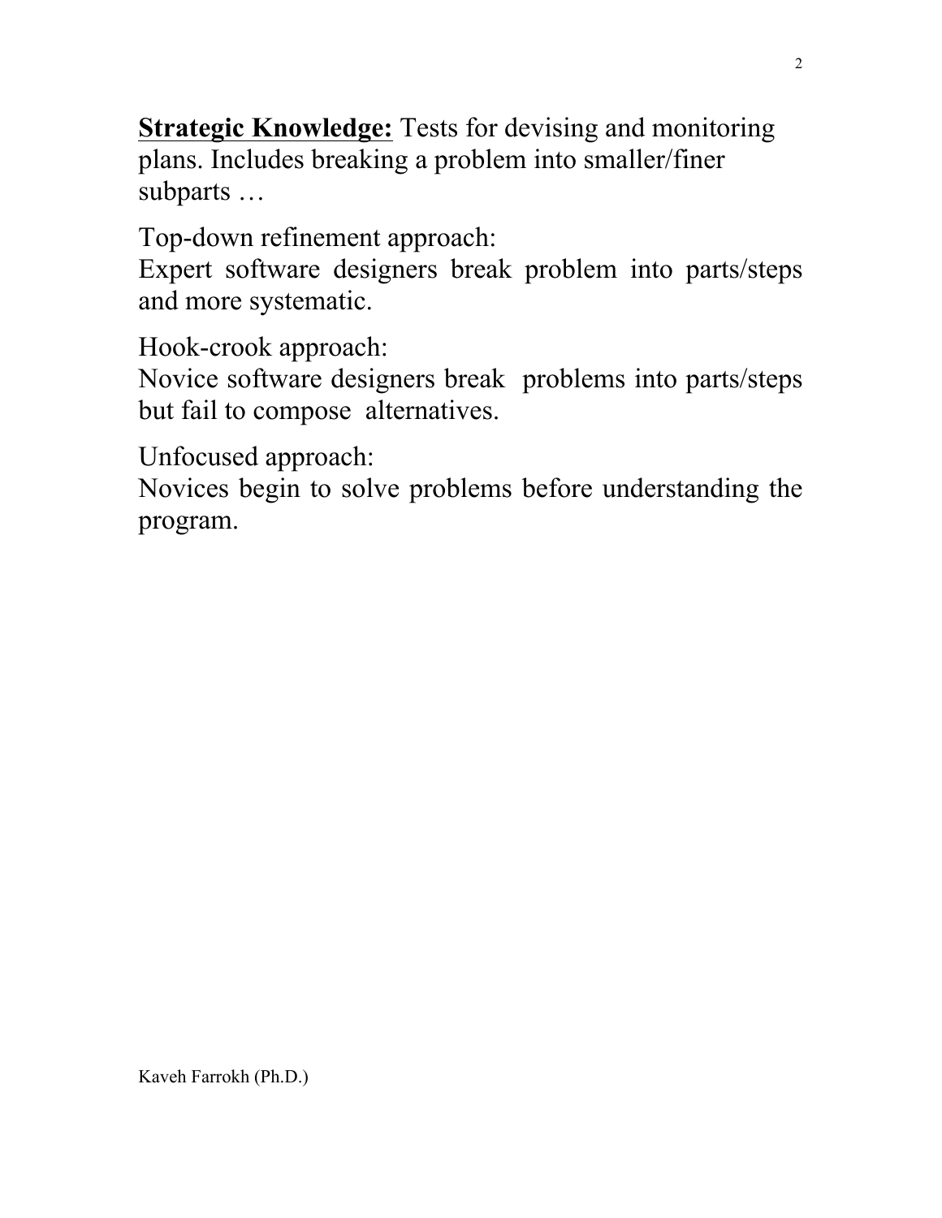**Strategic Knowledge:** Tests for devising and monitoring plans. Includes breaking a problem into smaller/finer subparts …

Top-down refinement approach:
Expert software designers break problem into parts/steps and more systematic.

Hook-crook approach:
Novice software designers break problems into parts/steps but fail to compose alternatives.

Unfocused approach:
Novices begin to solve problems before understanding the program.

Kaveh Farrokh (Ph.D.)